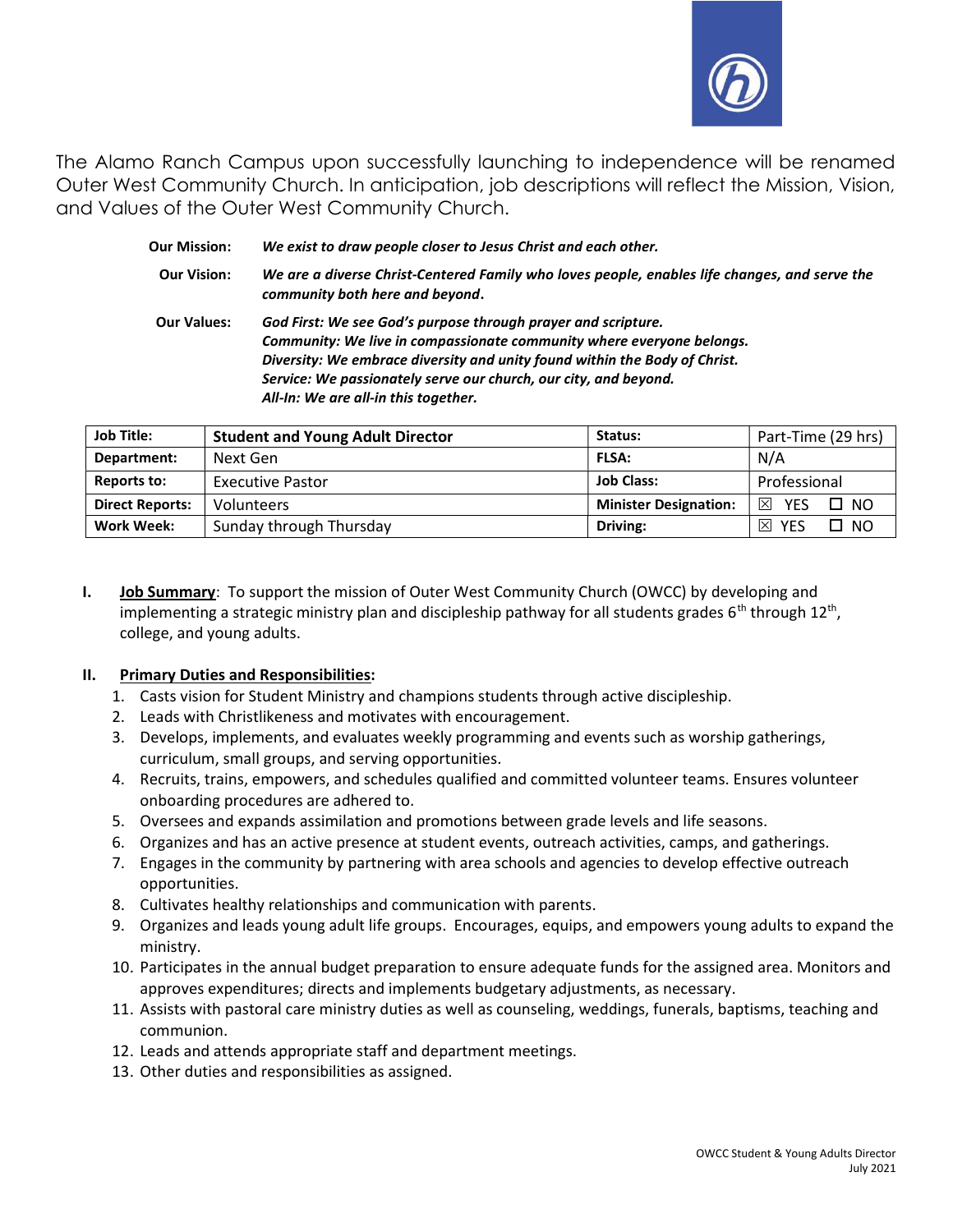The Alamo Ranch Campus upon successfully launching to independence will be renamed Outer West Community Church. In anticipation, job descriptions will reflect the Mission, Vision, and Values of the Outer West Community Church.

**Our Mission:** ***We exist to draw people closer to Jesus Christ and each other.***

**Our Vision:** ***We are a diverse Christ-Centered Family who loves people, enables life changes, and serve the community both here and beyond.***

**Our Values:**
***God First: We see God's purpose through prayer and scripture.***
***Community: We live in compassionate community where everyone belongs.***
***Diversity: We embrace diversity and unity found within the Body of Christ.***
***Service: We passionately serve our church, our city, and beyond.***
***All-In: We are all-in this together.***

| **Job Title:** | **Student and Young Adult Director** | **Status:** | Part-Time (29 hrs) |
|---|---|---|---|
| **Department:** | Next Gen | **FLSA:** | N/A |
| **Reports to:** | Executive Pastor | **Job Class:** | Professional |
| **Direct Reports:** | Volunteers | **Minister Designation:** | ☒ YES ☐ NO |
| **Work Week:** | Sunday through Thursday | **Driving:** | ☒ YES ☐ NO |

## I. <u>Job Summary</u>:

To support the mission of Outer West Community Church (OWCC) by developing and implementing a strategic ministry plan and discipleship pathway for all students grades 6th through 12th, college, and young adults.

## II. <u>Primary Duties and Responsibilities</u>:

1. Casts vision for Student Ministry and champions students through active discipleship.
2. Leads with Christlikeness and motivates with encouragement.
3. Develops, implements, and evaluates weekly programming and events such as worship gatherings, curriculum, small groups, and serving opportunities.
4. Recruits, trains, empowers, and schedules qualified and committed volunteer teams. Ensures volunteer onboarding procedures are adhered to.
5. Oversees and expands assimilation and promotions between grade levels and life seasons.
6. Organizes and has an active presence at student events, outreach activities, camps, and gatherings.
7. Engages in the community by partnering with area schools and agencies to develop effective outreach opportunities.
8. Cultivates healthy relationships and communication with parents.
9. Organizes and leads young adult life groups. Encourages, equips, and empowers young adults to expand the ministry.
10. Participates in the annual budget preparation to ensure adequate funds for the assigned area. Monitors and approves expenditures; directs and implements budgetary adjustments, as necessary.
11. Assists with pastoral care ministry duties as well as counseling, weddings, funerals, baptisms, teaching and communion.
12. Leads and attends appropriate staff and department meetings.
13. Other duties and responsibilities as assigned.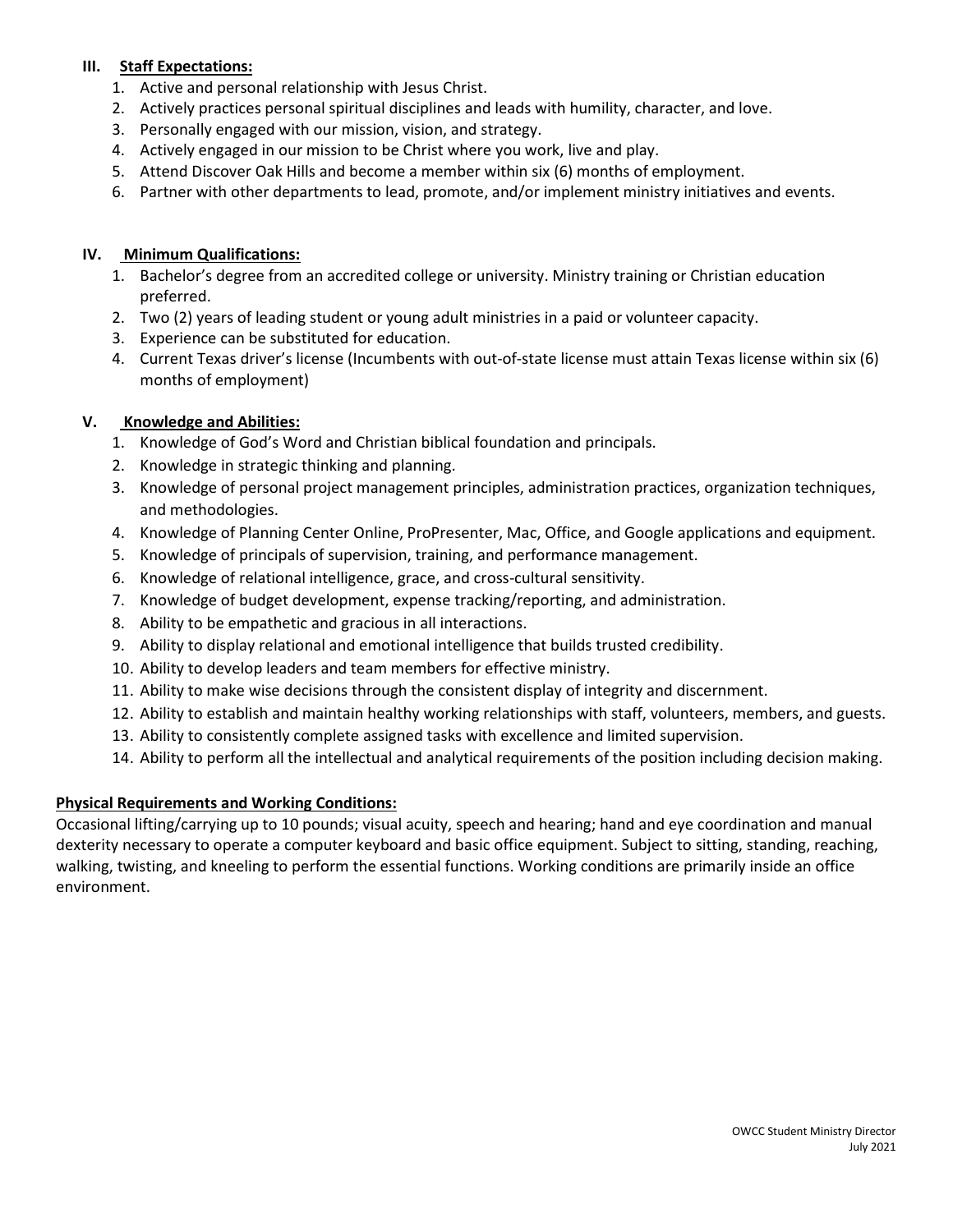## III. Staff Expectations:

1. Active and personal relationship with Jesus Christ.
2. Actively practices personal spiritual disciplines and leads with humility, character, and love.
3. Personally engaged with our mission, vision, and strategy.
4. Actively engaged in our mission to be Christ where you work, live and play.
5. Attend Discover Oak Hills and become a member within six (6) months of employment.
6. Partner with other departments to lead, promote, and/or implement ministry initiatives and events.

## IV. Minimum Qualifications:

1. Bachelor's degree from an accredited college or university. Ministry training or Christian education preferred.
2. Two (2) years of leading student or young adult ministries in a paid or volunteer capacity.
3. Experience can be substituted for education.
4. Current Texas driver's license (Incumbents with out-of-state license must attain Texas license within six (6) months of employment)

## V. Knowledge and Abilities:

1. Knowledge of God's Word and Christian biblical foundation and principals.
2. Knowledge in strategic thinking and planning.
3. Knowledge of personal project management principles, administration practices, organization techniques, and methodologies.
4. Knowledge of Planning Center Online, ProPresenter, Mac, Office, and Google applications and equipment.
5. Knowledge of principals of supervision, training, and performance management.
6. Knowledge of relational intelligence, grace, and cross-cultural sensitivity.
7. Knowledge of budget development, expense tracking/reporting, and administration.
8. Ability to be empathetic and gracious in all interactions.
9. Ability to display relational and emotional intelligence that builds trusted credibility.
10. Ability to develop leaders and team members for effective ministry.
11. Ability to make wise decisions through the consistent display of integrity and discernment.
12. Ability to establish and maintain healthy working relationships with staff, volunteers, members, and guests.
13. Ability to consistently complete assigned tasks with excellence and limited supervision.
14. Ability to perform all the intellectual and analytical requirements of the position including decision making.

**Physical Requirements and Working Conditions:**

Occasional lifting/carrying up to 10 pounds; visual acuity, speech and hearing; hand and eye coordination and manual dexterity necessary to operate a computer keyboard and basic office equipment. Subject to sitting, standing, reaching, walking, twisting, and kneeling to perform the essential functions. Working conditions are primarily inside an office environment.